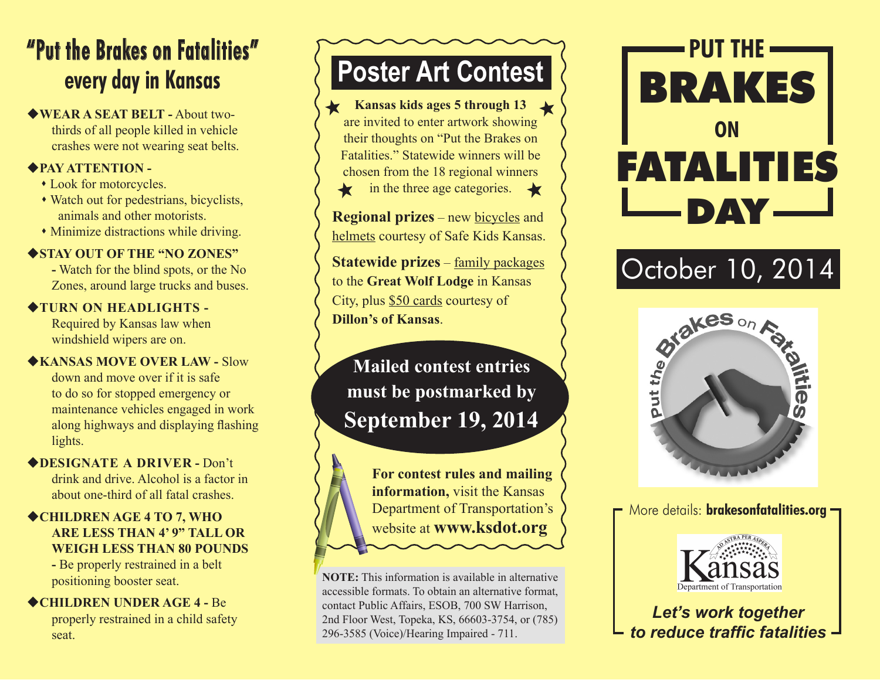# "Put the Brakes on Fatalities" every day in Kansas

- **WEAR A SEAT BELT -** About two-thirds of all people killed in vehicle crashes were not wearing seat belts.
- **PAY ATTENTION -**
  - Look for motorcycles.
  - Watch out for pedestrians, bicyclists, animals and other motorists.
  - Minimize distractions while driving.
- **STAY OUT OF THE "NO ZONES" -** Watch for the blind spots, or the No Zones, around large trucks and buses.
- **TURN ON HEADLIGHTS -** Required by Kansas law when windshield wipers are on.
- **KANSAS MOVE OVER LAW -** Slow down and move over if it is safe to do so for stopped emergency or maintenance vehicles engaged in work along highways and displaying flashing lights.
- **DESIGNATE A DRIVER -** Don't drink and drive. Alcohol is a factor in about one-third of all fatal crashes.
- **CHILDREN AGE 4 TO 7, WHO ARE LESS THAN 4' 9" TALL OR WEIGH LESS THAN 80 POUNDS -** Be properly restrained in a belt positioning booster seat.
- **CHILDREN UNDER AGE 4 -** Be properly restrained in a child safety seat.

## Poster Art Contest

**Kansas kids ages 5 through 13** are invited to enter artwork showing their thoughts on "Put the Brakes on Fatalities." Statewide winners will be chosen from the 18 regional winners in the three age categories.

**Regional prizes** – new bicycles and helmets courtesy of Safe Kids Kansas.

**Statewide prizes** – family packages to the **Great Wolf Lodge** in Kansas City, plus $50 cards courtesy of **Dillon's of Kansas**.

**Mailed contest entries must be postmarked by September 19, 2014**

**For contest rules and mailing information,** visit the Kansas Department of Transportation's website at **www.ksdot.org**

**NOTE:** This information is available in alternative accessible formats. To obtain an alternative format, contact Public Affairs, ESOB, 700 SW Harrison, 2nd Floor West, Topeka, KS, 66603-3754, or (785) 296-3585 (Voice)/Hearing Impaired - 711.

# PUT THE BRAKES ON FATALITIES DAY

## October 10, 2014

Put the Brakes on Fatalities

More details: **brakesonfatalities.org**

Kansas Department of Transportation

*Let's work together to reduce traffic fatalities*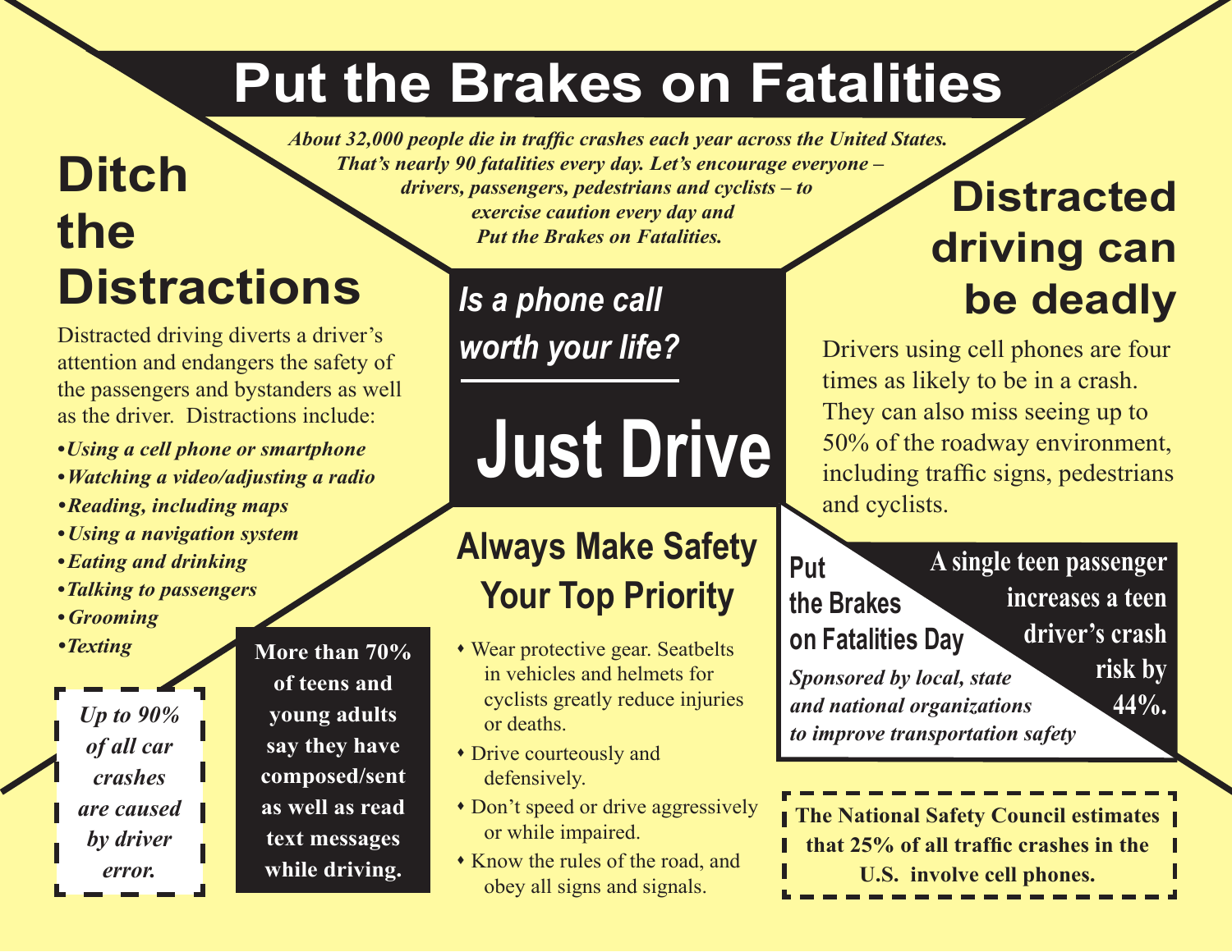# Put the Brakes on Fatalities

*About 32,000 people die in traffic crashes each year across the United States. That's nearly 90 fatalities every day. Let's encourage everyone – drivers, passengers, pedestrians and cyclists – to exercise caution every day and Put the Brakes on Fatalities.*

## Ditch the Distractions

Distracted driving diverts a driver's attention and endangers the safety of the passengers and bystanders as well as the driver. Distractions include:

- *Using a cell phone or smartphone*
- *Watching a video/adjusting a radio*
- *Reading, including maps*
- *Using a navigation system*
- *Eating and drinking*
- *Talking to passengers*
- *Grooming*
- *Texting*

*Up to 90% of all car crashes are caused by driver error.*

**More than 70% of teens and young adults say they have composed/sent as well as read text messages while driving.**

*Is a phone call worth your life?*

## Just Drive

## Always Make Safety Your Top Priority

- Wear protective gear. Seatbelts in vehicles and helmets for cyclists greatly reduce injuries or deaths.
- Drive courteously and defensively.
- Don't speed or drive aggressively or while impaired.
- Know the rules of the road, and obey all signs and signals.

## Distracted driving can be deadly

Drivers using cell phones are four times as likely to be in a crash. They can also miss seeing up to 50% of the roadway environment, including traffic signs, pedestrians and cyclists.

**Put the Brakes on Fatalities Day**

*Sponsored by local, state and national organizations to improve transportation safety*

**A single teen passenger increases a teen driver's crash risk by 44%.**

**The National Safety Council estimates that 25% of all traffic crashes in the U.S. involve cell phones.**